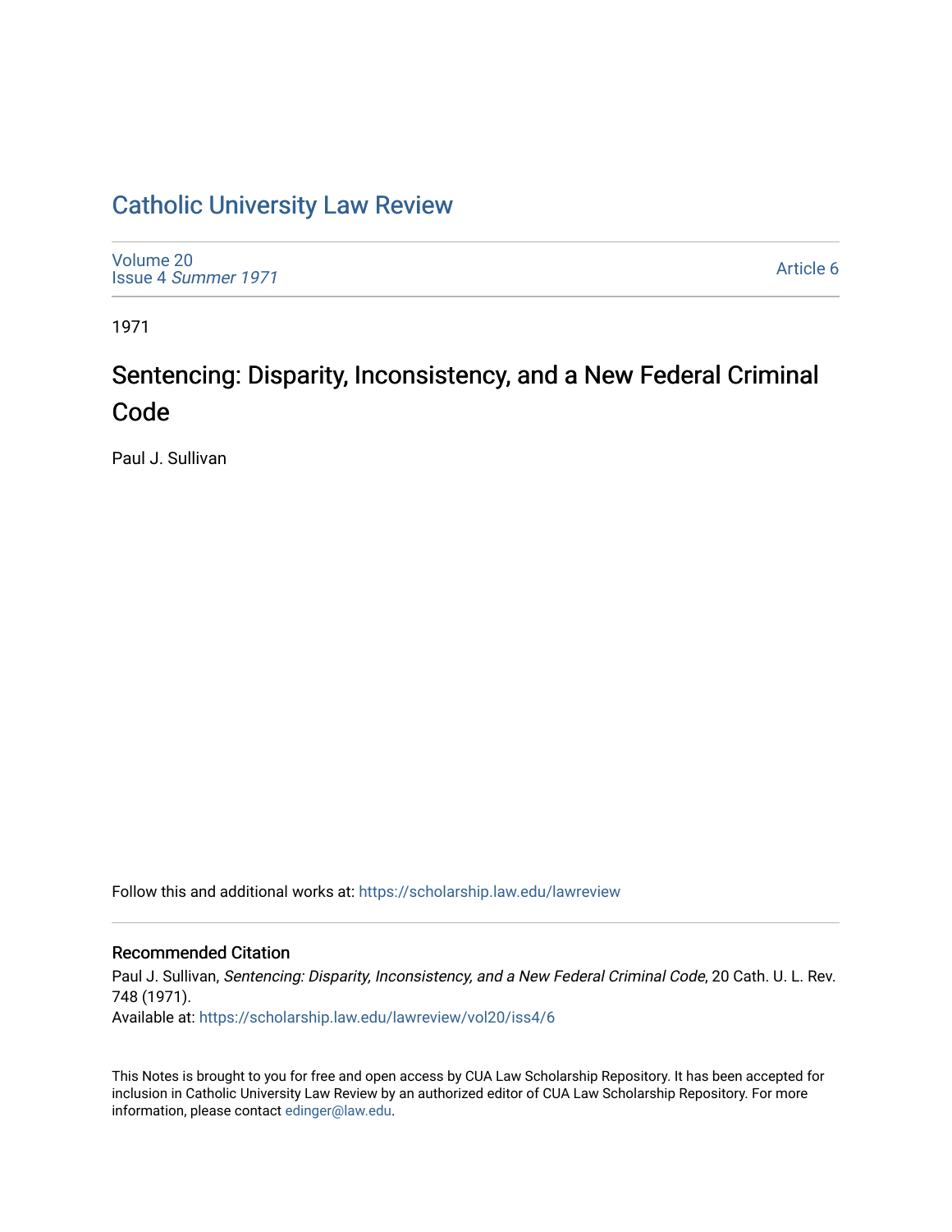# Catholic University Law Review

Volume 20
Issue 4 *Summer 1971*

Article 6

1971

## Sentencing: Disparity, Inconsistency, and a New Federal Criminal Code

Paul J. Sullivan

Follow this and additional works at: https://scholarship.law.edu/lawreview

### Recommended Citation

Paul J. Sullivan, *Sentencing: Disparity, Inconsistency, and a New Federal Criminal Code*, 20 Cath. U. L. Rev. 748 (1971).
Available at: https://scholarship.law.edu/lawreview/vol20/iss4/6

This Notes is brought to you for free and open access by CUA Law Scholarship Repository. It has been accepted for inclusion in Catholic University Law Review by an authorized editor of CUA Law Scholarship Repository. For more information, please contact edinger@law.edu.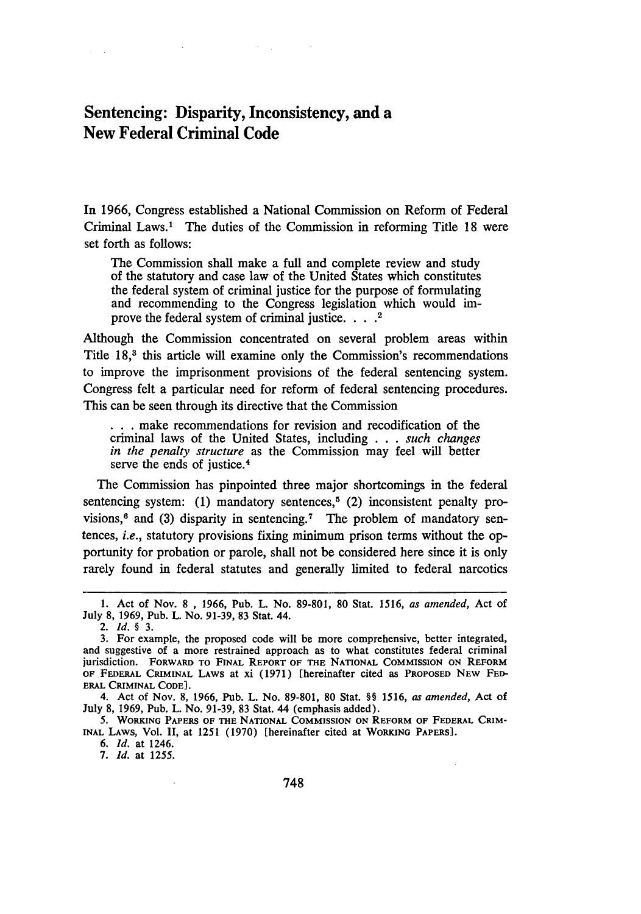# Sentencing: Disparity, Inconsistency, and a New Federal Criminal Code

In 1966, Congress established a National Commission on Reform of Federal Criminal Laws.[1] The duties of the Commission in reforming Title 18 were set forth as follows:

> The Commission shall make a full and complete review and study of the statutory and case law of the United States which constitutes the federal system of criminal justice for the purpose of formulating and recommending to the Congress legislation which would improve the federal system of criminal justice. . . .[2]

Although the Commission concentrated on several problem areas within Title 18,[3] this article will examine only the Commission's recommendations to improve the imprisonment provisions of the federal sentencing system. Congress felt a particular need for reform of federal sentencing procedures. This can be seen through its directive that the Commission

> . . . make recommendations for revision and recodification of the criminal laws of the United States, including . . . *such changes in the penalty structure* as the Commission may feel will better serve the ends of justice.[4]

The Commission has pinpointed three major shortcomings in the federal sentencing system: (1) mandatory sentences,[5] (2) inconsistent penalty provisions,[6] and (3) disparity in sentencing.[7] The problem of mandatory sentences, *i.e.*, statutory provisions fixing minimum prison terms without the opportunity for probation or parole, shall not be considered here since it is only rarely found in federal statutes and generally limited to federal narcotics

---

1. Act of Nov. 8 , 1966, Pub. L. No. 89-801, 80 Stat. 1516, *as amended*, Act of July 8, 1969, Pub. L. No. 91-39, 83 Stat. 44.

2. *Id.* § 3.

3. For example, the proposed code will be more comprehensive, better integrated, and suggestive of a more restrained approach as to what constitutes federal criminal jurisdiction. FORWARD TO FINAL REPORT OF THE NATIONAL COMMISSION ON REFORM OF FEDERAL CRIMINAL LAWS at xi (1971) [hereinafter cited as PROPOSED NEW FEDERAL CRIMINAL CODE].

4. Act of Nov. 8, 1966, Pub. L. No. 89-801, 80 Stat. §§ 1516, *as amended*, Act of July 8, 1969, Pub. L. No. 91-39, 83 Stat. 44 (emphasis added).

5. WORKING PAPERS OF THE NATIONAL COMMISSION ON REFORM OF FEDERAL CRIMINAL LAWS, Vol. II, at 1251 (1970) [hereinafter cited at WORKING PAPERS].

6. *Id.* at 1246.

7. *Id.* at 1255.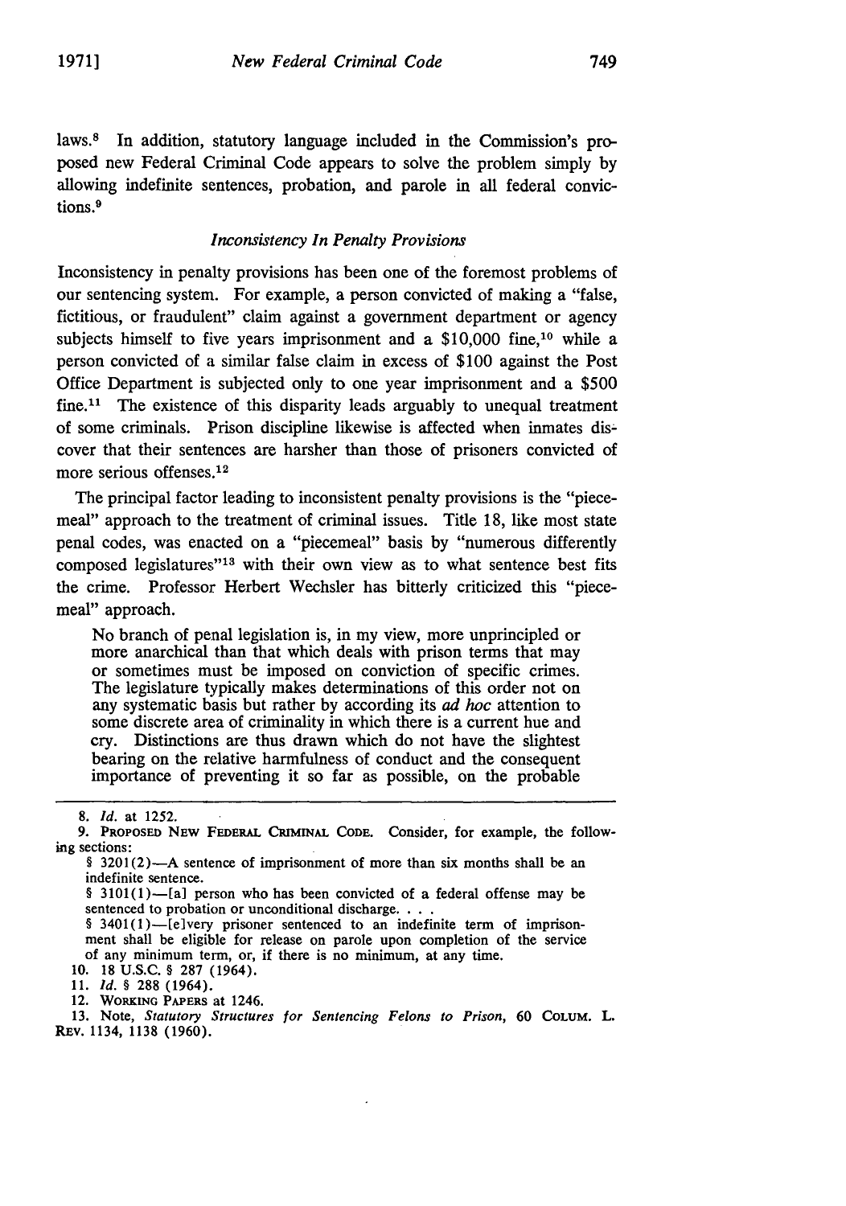laws.[8] In addition, statutory language included in the Commission's proposed new Federal Criminal Code appears to solve the problem simply by allowing indefinite sentences, probation, and parole in all federal convictions.[9]

### *Inconsistency In Penalty Provisions*

Inconsistency in penalty provisions has been one of the foremost problems of our sentencing system. For example, a person convicted of making a "false, fictitious, or fraudulent" claim against a government department or agency subjects himself to five years imprisonment and a $10,000 fine,[10] while a person convicted of a similar false claim in excess of $100 against the Post Office Department is subjected only to one year imprisonment and a $500 fine.[11] The existence of this disparity leads arguably to unequal treatment of some criminals. Prison discipline likewise is affected when inmates discover that their sentences are harsher than those of prisoners convicted of more serious offenses.[12]

The principal factor leading to inconsistent penalty provisions is the "piecemeal" approach to the treatment of criminal issues. Title 18, like most state penal codes, was enacted on a "piecemeal" basis by "numerous differently composed legislatures"[13] with their own view as to what sentence best fits the crime. Professor Herbert Wechsler has bitterly criticized this "piecemeal" approach.

> No branch of penal legislation is, in my view, more unprincipled or more anarchical than that which deals with prison terms that may or sometimes must be imposed on conviction of specific crimes. The legislature typically makes determinations of this order not on any systematic basis but rather by according its *ad hoc* attention to some discrete area of criminality in which there is a current hue and cry. Distinctions are thus drawn which do not have the slightest bearing on the relative harmfulness of conduct and the consequent importance of preventing it so far as possible, on the probable

---

8. *Id.* at 1252.

9. PROPOSED NEW FEDERAL CRIMINAL CODE. Consider, for example, the following sections:

§ 3201(2)—A sentence of imprisonment of more than six months shall be an indefinite sentence.

§ 3101(1)—[a] person who has been convicted of a federal offense may be sentenced to probation or unconditional discharge. . . .

§ 3401(1)—[e]very prisoner sentenced to an indefinite term of imprisonment shall be eligible for release on parole upon completion of the service of any minimum term, or, if there is no minimum, at any time.

10. 18 U.S.C. § 287 (1964).

11. *Id.* § 288 (1964).

12. WORKING PAPERS at 1246.

13. Note, *Statutory Structures for Sentencing Felons to Prison*, 60 COLUM. L. REV. 1134, 1138 (1960).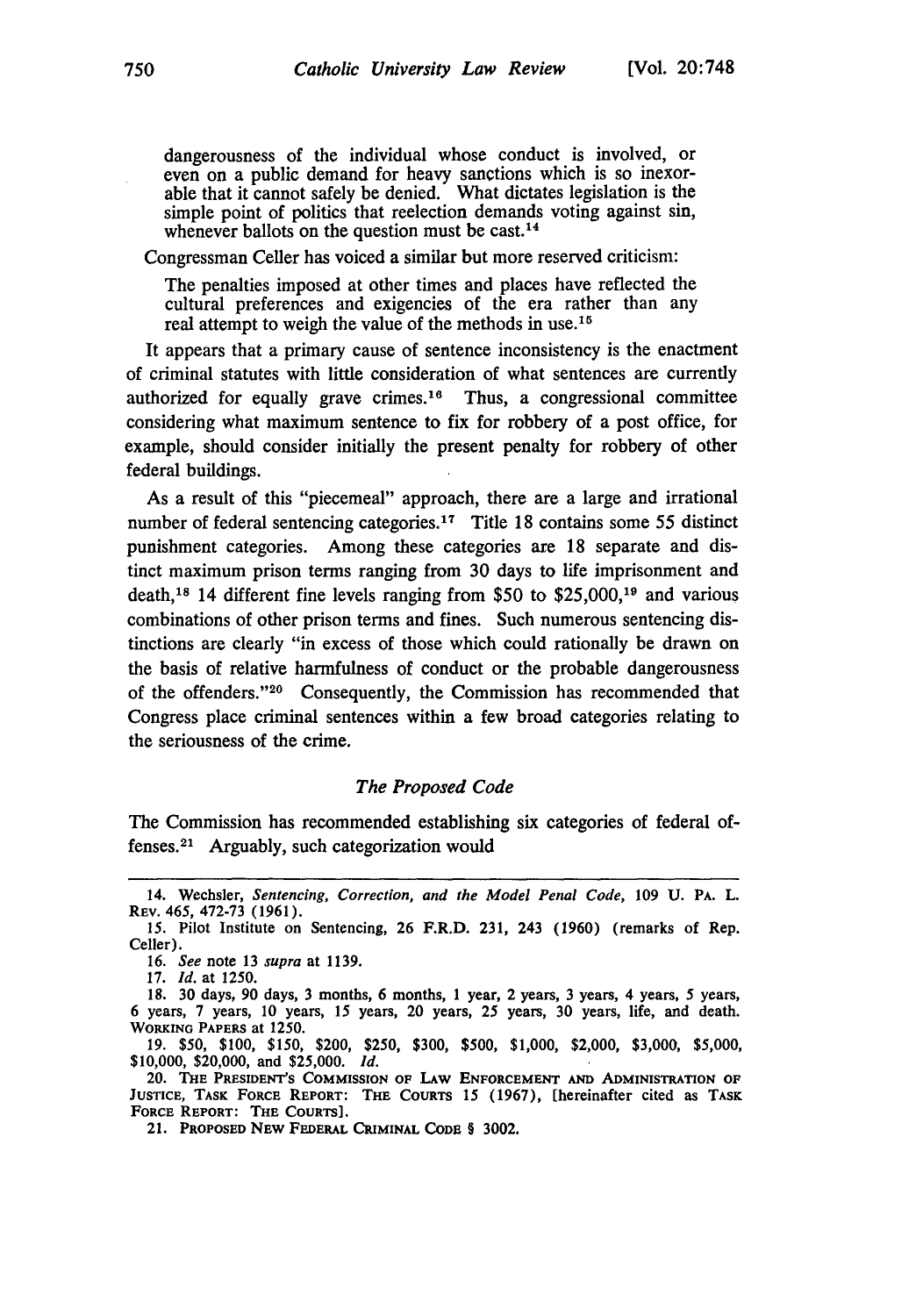> dangerousness of the individual whose conduct is involved, or even on a public demand for heavy sanctions which is so inexorable that it cannot safely be denied. What dictates legislation is the simple point of politics that reelection demands voting against sin, whenever ballots on the question must be cast.[14]

Congressman Celler has voiced a similar but more reserved criticism:

> The penalties imposed at other times and places have reflected the cultural preferences and exigencies of the era rather than any real attempt to weigh the value of the methods in use.[15]

It appears that a primary cause of sentence inconsistency is the enactment of criminal statutes with little consideration of what sentences are currently authorized for equally grave crimes.[16] Thus, a congressional committee considering what maximum sentence to fix for robbery of a post office, for example, should consider initially the present penalty for robbery of other federal buildings.

As a result of this "piecemeal" approach, there are a large and irrational number of federal sentencing categories.[17] Title 18 contains some 55 distinct punishment categories. Among these categories are 18 separate and distinct maximum prison terms ranging from 30 days to life imprisonment and death,[18] 14 different fine levels ranging from $50 to $25,000,[19] and various combinations of other prison terms and fines. Such numerous sentencing distinctions are clearly "in excess of those which could rationally be drawn on the basis of relative harmfulness of conduct or the probable dangerousness of the offenders."[20] Consequently, the Commission has recommended that Congress place criminal sentences within a few broad categories relating to the seriousness of the crime.

### *The Proposed Code*

The Commission has recommended establishing six categories of federal offenses.[21] Arguably, such categorization would

---

14. Wechsler, *Sentencing, Correction, and the Model Penal Code*, 109 U. PA. L. REV. 465, 472-73 (1961).

15. Pilot Institute on Sentencing, 26 F.R.D. 231, 243 (1960) (remarks of Rep. Celler).

16. *See* note 13 *supra* at 1139.

17. *Id.* at 1250.

18. 30 days, 90 days, 3 months, 6 months, 1 year, 2 years, 3 years, 4 years, 5 years, 6 years, 7 years, 10 years, 15 years, 20 years, 25 years, 30 years, life, and death. WORKING PAPERS at 1250.

19. $50, $100, $150, $200, $250, $300, $500, $1,000, $2,000, $3,000, $5,000, $10,000, $20,000, and $25,000. *Id.*

20. THE PRESIDENT'S COMMISSION OF LAW ENFORCEMENT AND ADMINISTRATION OF JUSTICE, TASK FORCE REPORT: THE COURTS 15 (1967), [hereinafter cited as TASK FORCE REPORT: THE COURTS].

21. PROPOSED NEW FEDERAL CRIMINAL CODE § 3002.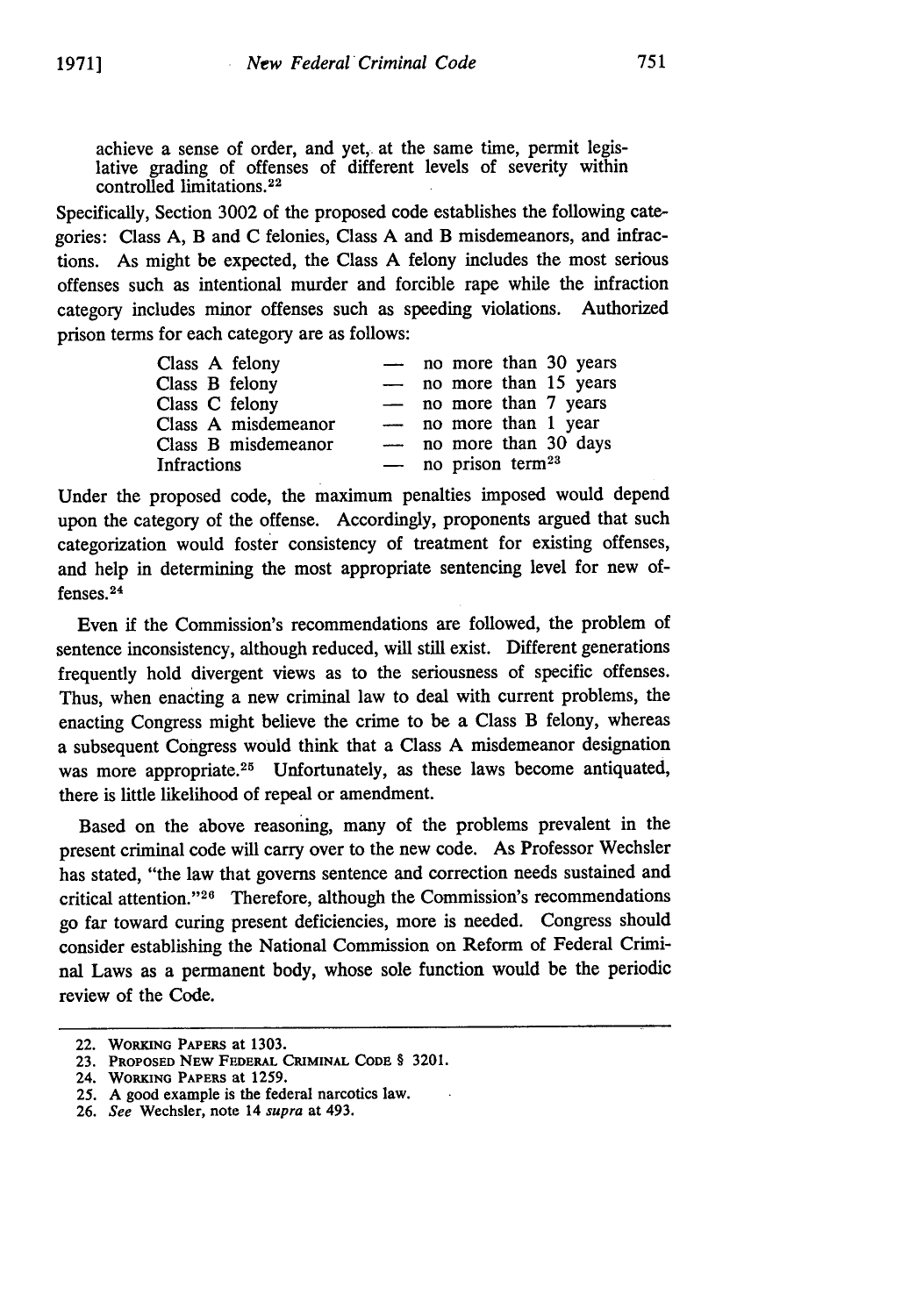achieve a sense of order, and yet, at the same time, permit legislative grading of offenses of different levels of severity within controlled limitations.[22]

Specifically, Section 3002 of the proposed code establishes the following categories: Class A, B and C felonies, Class A and B misdemeanors, and infractions. As might be expected, the Class A felony includes the most serious offenses such as intentional murder and forcible rape while the infraction category includes minor offenses such as speeding violations. Authorized prison terms for each category are as follows:

| | |
|---|---|
| Class A felony | — no more than 30 years |
| Class B felony | — no more than 15 years |
| Class C felony | — no more than 7 years |
| Class A misdemeanor | — no more than 1 year |
| Class B misdemeanor | — no more than 30 days |
| Infractions | — no prison term[23] |

Under the proposed code, the maximum penalties imposed would depend upon the category of the offense. Accordingly, proponents argued that such categorization would foster consistency of treatment for existing offenses, and help in determining the most appropriate sentencing level for new offenses.[24]

Even if the Commission's recommendations are followed, the problem of sentence inconsistency, although reduced, will still exist. Different generations frequently hold divergent views as to the seriousness of specific offenses. Thus, when enacting a new criminal law to deal with current problems, the enacting Congress might believe the crime to be a Class B felony, whereas a subsequent Congress would think that a Class A misdemeanor designation was more appropriate.[25] Unfortunately, as these laws become antiquated, there is little likelihood of repeal or amendment.

Based on the above reasoning, many of the problems prevalent in the present criminal code will carry over to the new code. As Professor Wechsler has stated, "the law that governs sentence and correction needs sustained and critical attention."[26] Therefore, although the Commission's recommendations go far toward curing present deficiencies, more is needed. Congress should consider establishing the National Commission on Reform of Federal Criminal Laws as a permanent body, whose sole function would be the periodic review of the Code.

---

22. WORKING PAPERS at 1303.
23. PROPOSED NEW FEDERAL CRIMINAL CODE § 3201.
24. WORKING PAPERS at 1259.
25. A good example is the federal narcotics law.
26. *See* Wechsler, note 14 *supra* at 493.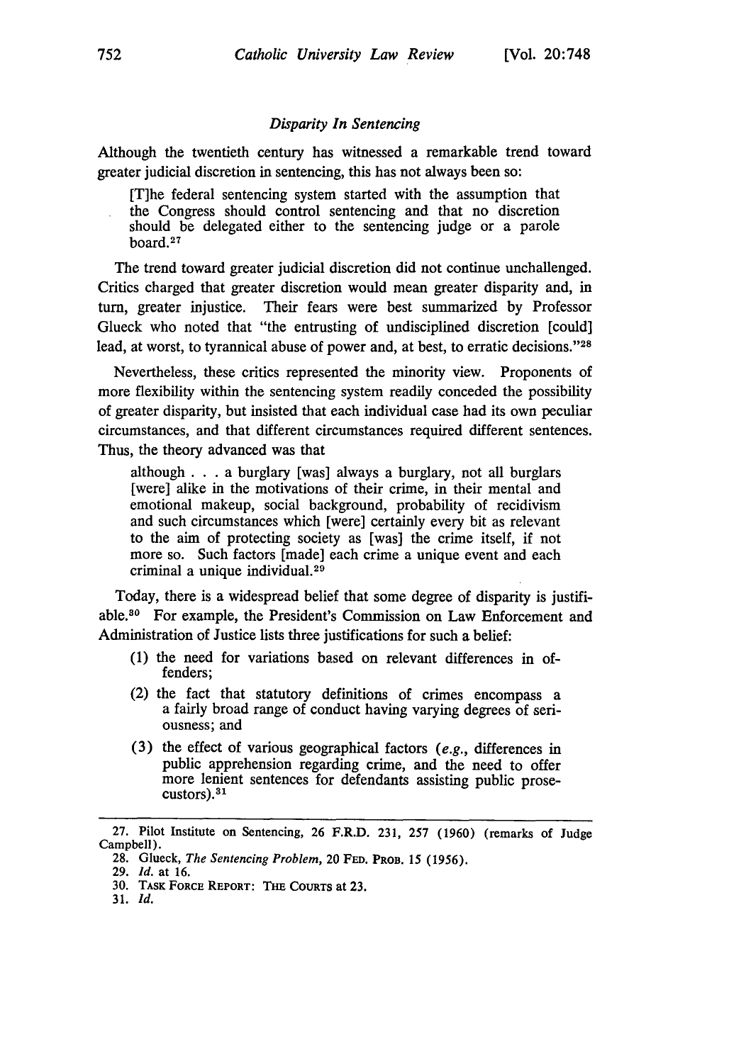### *Disparity In Sentencing*

Although the twentieth century has witnessed a remarkable trend toward greater judicial discretion in sentencing, this has not always been so:

> [T]he federal sentencing system started with the assumption that the Congress should control sentencing and that no discretion should be delegated either to the sentencing judge or a parole board.[27]

The trend toward greater judicial discretion did not continue unchallenged. Critics charged that greater discretion would mean greater disparity and, in turn, greater injustice. Their fears were best summarized by Professor Glueck who noted that "the entrusting of undisciplined discretion [could] lead, at worst, to tyrannical abuse of power and, at best, to erratic decisions."[28]

Nevertheless, these critics represented the minority view. Proponents of more flexibility within the sentencing system readily conceded the possibility of greater disparity, but insisted that each individual case had its own peculiar circumstances, and that different circumstances required different sentences. Thus, the theory advanced was that

> although . . . a burglary [was] always a burglary, not all burglars [were] alike in the motivations of their crime, in their mental and emotional makeup, social background, probability of recidivism and such circumstances which [were] certainly every bit as relevant to the aim of protecting society as [was] the crime itself, if not more so. Such factors [made] each crime a unique event and each criminal a unique individual.[29]

Today, there is a widespread belief that some degree of disparity is justifiable.[30] For example, the President's Commission on Law Enforcement and Administration of Justice lists three justifications for such a belief:

(1) the need for variations based on relevant differences in offenders;

(2) the fact that statutory definitions of crimes encompass a a fairly broad range of conduct having varying degrees of seriousness; and

(3) the effect of various geographical factors (*e.g.*, differences in public apprehension regarding crime, and the need to offer more lenient sentences for defendants assisting public prosecustors).[31]

---

27. Pilot Institute on Sentencing, 26 F.R.D. 231, 257 (1960) (remarks of Judge Campbell).

28. Glueck, *The Sentencing Problem*, 20 FED. PROB. 15 (1956).

29. *Id.* at 16.

30. TASK FORCE REPORT: THE COURTS at 23.

31. *Id.*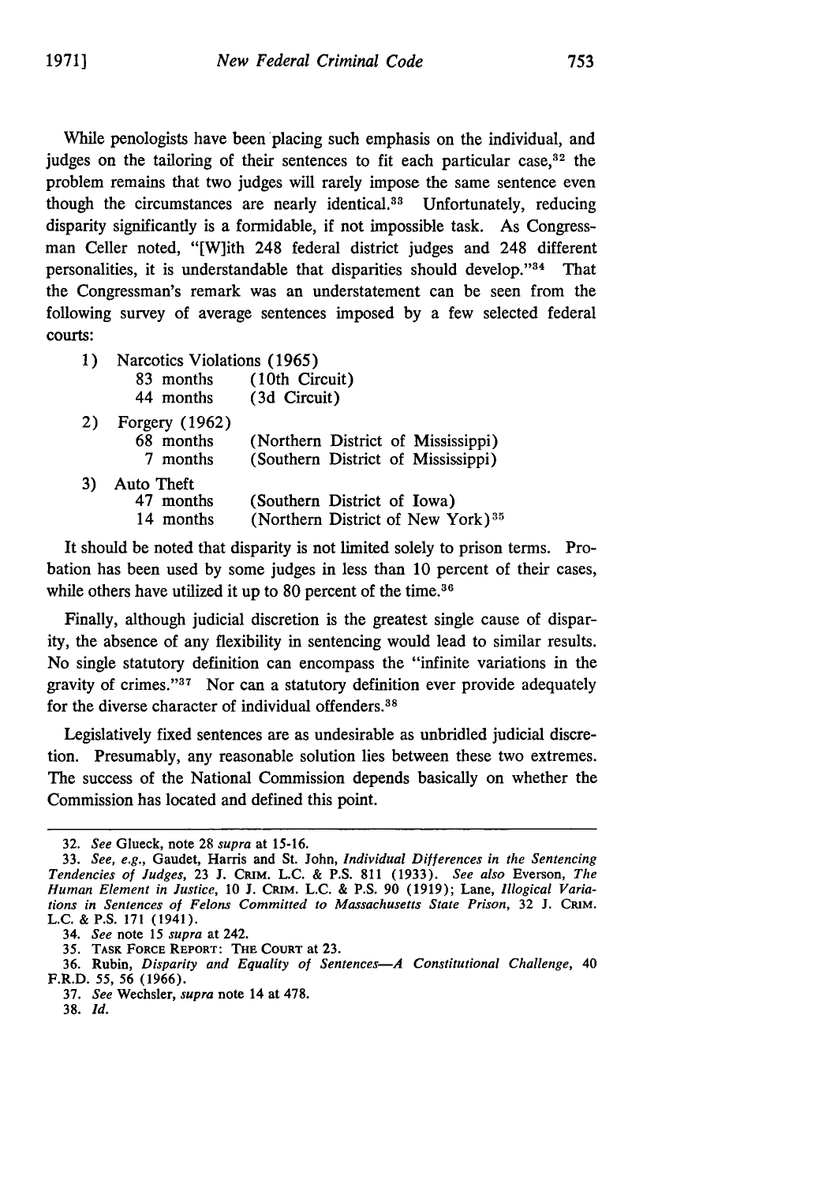While penologists have been placing such emphasis on the individual, and judges on the tailoring of their sentences to fit each particular case,[32] the problem remains that two judges will rarely impose the same sentence even though the circumstances are nearly identical.[33] Unfortunately, reducing disparity significantly is a formidable, if not impossible task. As Congressman Celler noted, "[W]ith 248 federal district judges and 248 different personalities, it is understandable that disparities should develop."[34] That the Congressman's remark was an understatement can be seen from the following survey of average sentences imposed by a few selected federal courts:

1) Narcotics Violations (1965)
   - 83 months (10th Circuit)
   - 44 months (3d Circuit)
2) Forgery (1962)
   - 68 months (Northern District of Mississippi)
   - 7 months (Southern District of Mississippi)
3) Auto Theft
   - 47 months (Southern District of Iowa)
   - 14 months (Northern District of New York)[35]

It should be noted that disparity is not limited solely to prison terms. Probation has been used by some judges in less than 10 percent of their cases, while others have utilized it up to 80 percent of the time.[36]

Finally, although judicial discretion is the greatest single cause of disparity, the absence of any flexibility in sentencing would lead to similar results. No single statutory definition can encompass the "infinite variations in the gravity of crimes."[37] Nor can a statutory definition ever provide adequately for the diverse character of individual offenders.[38]

Legislatively fixed sentences are as undesirable as unbridled judicial discretion. Presumably, any reasonable solution lies between these two extremes. The success of the National Commission depends basically on whether the Commission has located and defined this point.

---

32. *See* Glueck, note 28 *supra* at 15-16.

33. *See, e.g.,* Gaudet, Harris and St. John, *Individual Differences in the Sentencing Tendencies of Judges,* 23 J. CRIM. L.C. & P.S. 811 (1933). *See also* Everson, *The Human Element in Justice,* 10 J. CRIM. L.C. & P.S. 90 (1919); Lane, *Illogical Variations in Sentences of Felons Committed to Massachusetts State Prison,* 32 J. CRIM. L.C. & P.S. 171 (1941).

34. *See* note 15 *supra* at 242.

35. TASK FORCE REPORT: THE COURT at 23.

36. Rubin, *Disparity and Equality of Sentences—A Constitutional Challenge,* 40 F.R.D. 55, 56 (1966).

37. *See* Wechsler, *supra* note 14 at 478.

38. *Id.*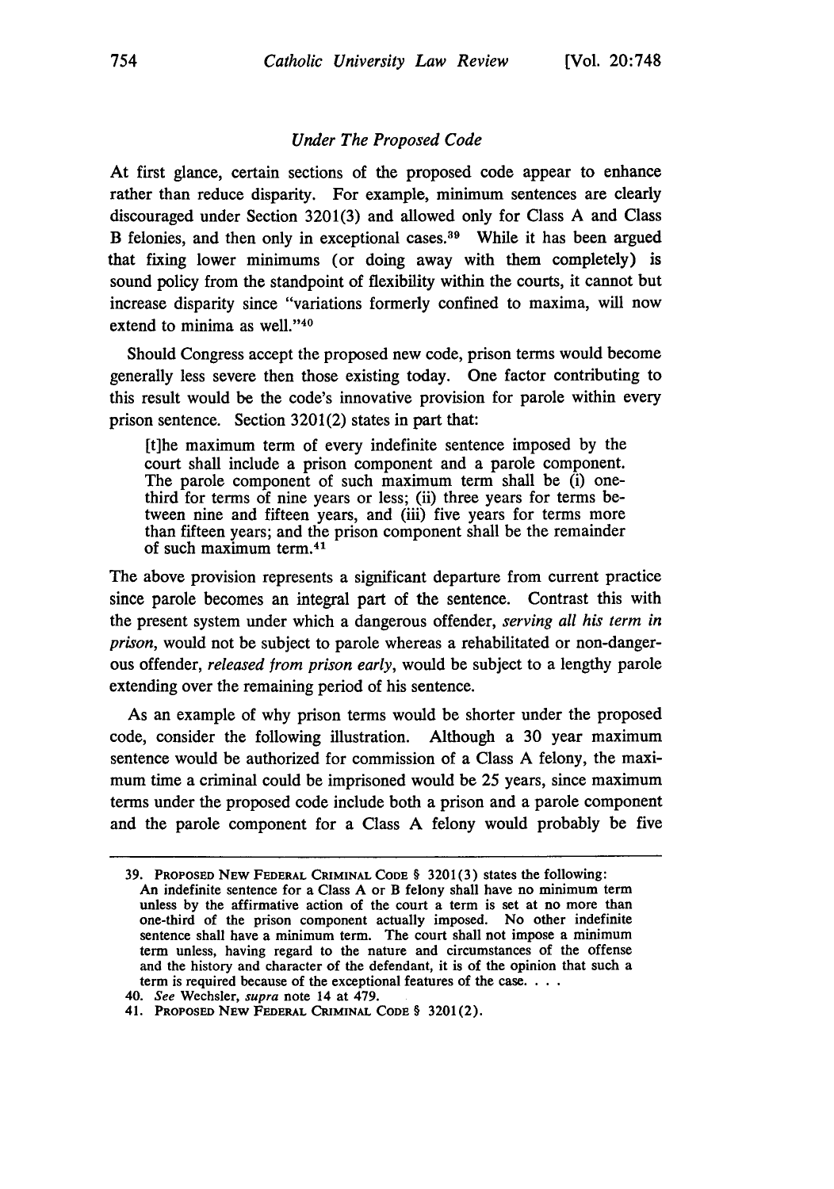### *Under The Proposed Code*

At first glance, certain sections of the proposed code appear to enhance rather than reduce disparity. For example, minimum sentences are clearly discouraged under Section 3201(3) and allowed only for Class A and Class B felonies, and then only in exceptional cases.[39] While it has been argued that fixing lower minimums (or doing away with them completely) is sound policy from the standpoint of flexibility within the courts, it cannot but increase disparity since "variations formerly confined to maxima, will now extend to minima as well."[40]

Should Congress accept the proposed new code, prison terms would become generally less severe then those existing today. One factor contributing to this result would be the code's innovative provision for parole within every prison sentence. Section 3201(2) states in part that:

> [t]he maximum term of every indefinite sentence imposed by the court shall include a prison component and a parole component. The parole component of such maximum term shall be (i) one-third for terms of nine years or less; (ii) three years for terms between nine and fifteen years, and (iii) five years for terms more than fifteen years; and the prison component shall be the remainder of such maximum term.[41]

The above provision represents a significant departure from current practice since parole becomes an integral part of the sentence. Contrast this with the present system under which a dangerous offender, *serving all his term in prison*, would not be subject to parole whereas a rehabilitated or non-dangerous offender, *released from prison early*, would be subject to a lengthy parole extending over the remaining period of his sentence.

As an example of why prison terms would be shorter under the proposed code, consider the following illustration. Although a 30 year maximum sentence would be authorized for commission of a Class A felony, the maximum time a criminal could be imprisoned would be 25 years, since maximum terms under the proposed code include both a prison and a parole component and the parole component for a Class A felony would probably be five

---

39. PROPOSED NEW FEDERAL CRIMINAL CODE § 3201(3) states the following: An indefinite sentence for a Class A or B felony shall have no minimum term unless by the affirmative action of the court a term is set at no more than one-third of the prison component actually imposed. No other indefinite sentence shall have a minimum term. The court shall not impose a minimum term unless, having regard to the nature and circumstances of the offense and the history and character of the defendant, it is of the opinion that such a term is required because of the exceptional features of the case. . . .

40. *See* Wechsler, *supra* note 14 at 479.

41. PROPOSED NEW FEDERAL CRIMINAL CODE § 3201(2).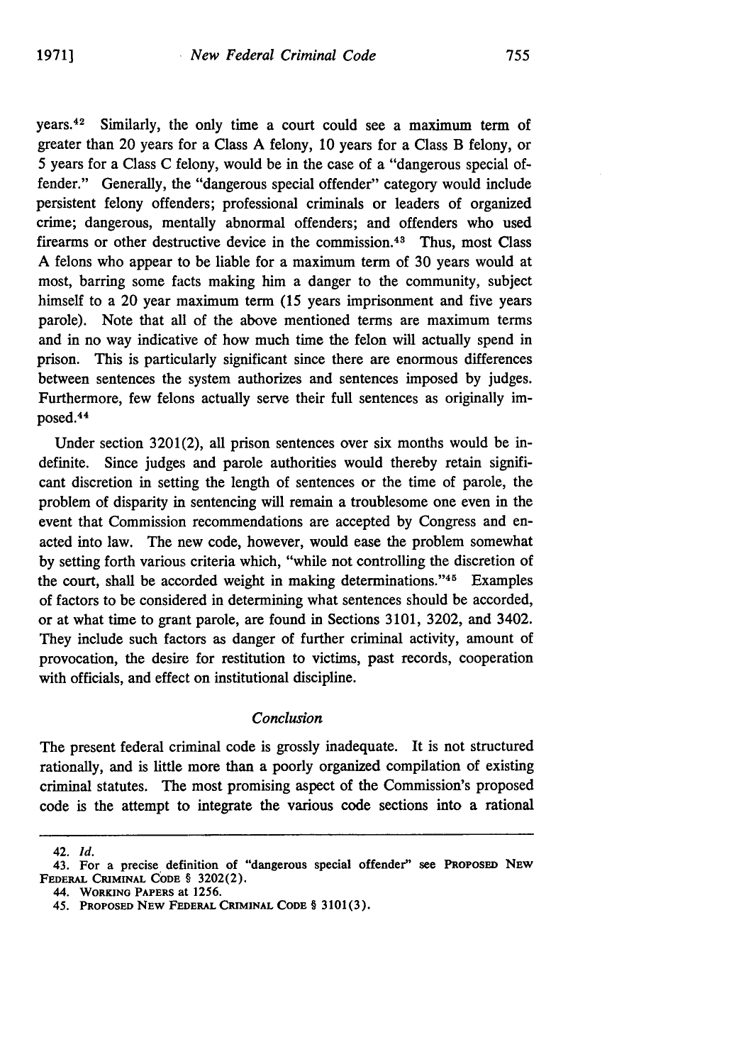years.[42] Similarly, the only time a court could see a maximum term of greater than 20 years for a Class A felony, 10 years for a Class B felony, or 5 years for a Class C felony, would be in the case of a "dangerous special offender." Generally, the "dangerous special offender" category would include persistent felony offenders; professional criminals or leaders of organized crime; dangerous, mentally abnormal offenders; and offenders who used firearms or other destructive device in the commission.[43] Thus, most Class A felons who appear to be liable for a maximum term of 30 years would at most, barring some facts making him a danger to the community, subject himself to a 20 year maximum term (15 years imprisonment and five years parole). Note that all of the above mentioned terms are maximum terms and in no way indicative of how much time the felon will actually spend in prison. This is particularly significant since there are enormous differences between sentences the system authorizes and sentences imposed by judges. Furthermore, few felons actually serve their full sentences as originally imposed.[44]

Under section 3201(2), all prison sentences over six months would be indefinite. Since judges and parole authorities would thereby retain significant discretion in setting the length of sentences or the time of parole, the problem of disparity in sentencing will remain a troublesome one even in the event that Commission recommendations are accepted by Congress and enacted into law. The new code, however, would ease the problem somewhat by setting forth various criteria which, "while not controlling the discretion of the court, shall be accorded weight in making determinations."[45] Examples of factors to be considered in determining what sentences should be accorded, or at what time to grant parole, are found in Sections 3101, 3202, and 3402. They include such factors as danger of further criminal activity, amount of provocation, the desire for restitution to victims, past records, cooperation with officials, and effect on institutional discipline.

## *Conclusion*

The present federal criminal code is grossly inadequate. It is not structured rationally, and is little more than a poorly organized compilation of existing criminal statutes. The most promising aspect of the Commission's proposed code is the attempt to integrate the various code sections into a rational

---

42. *Id.*

43. For a precise definition of "dangerous special offender" see PROPOSED NEW FEDERAL CRIMINAL CODE § 3202(2).

44. WORKING PAPERS at 1256.

45. PROPOSED NEW FEDERAL CRIMINAL CODE § 3101(3).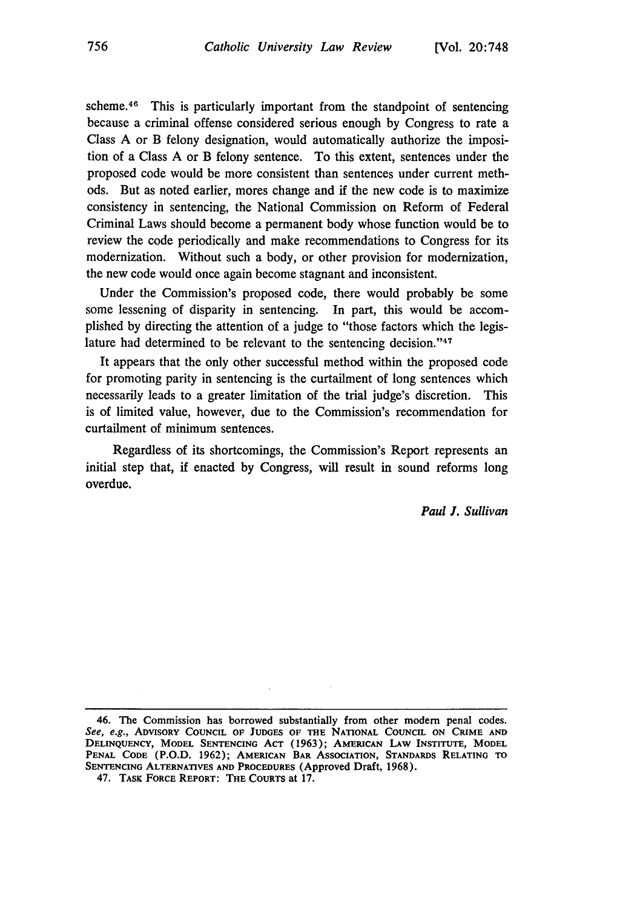scheme.[46] This is particularly important from the standpoint of sentencing because a criminal offense considered serious enough by Congress to rate a Class A or B felony designation, would automatically authorize the imposition of a Class A or B felony sentence. To this extent, sentences under the proposed code would be more consistent than sentences under current methods. But as noted earlier, mores change and if the new code is to maximize consistency in sentencing, the National Commission on Reform of Federal Criminal Laws should become a permanent body whose function would be to review the code periodically and make recommendations to Congress for its modernization. Without such a body, or other provision for modernization, the new code would once again become stagnant and inconsistent.

Under the Commission's proposed code, there would probably be some some lessening of disparity in sentencing. In part, this would be accomplished by directing the attention of a judge to "those factors which the legislature had determined to be relevant to the sentencing decision."[47]

It appears that the only other successful method within the proposed code for promoting parity in sentencing is the curtailment of long sentences which necessarily leads to a greater limitation of the trial judge's discretion. This is of limited value, however, due to the Commission's recommendation for curtailment of minimum sentences.

Regardless of its shortcomings, the Commission's Report represents an initial step that, if enacted by Congress, will result in sound reforms long overdue.

*Paul J. Sullivan*

---

46. The Commission has borrowed substantially from other modern penal codes. *See, e.g.*, ADVISORY COUNCIL OF JUDGES OF THE NATIONAL COUNCIL ON CRIME AND DELINQUENCY, MODEL SENTENCING ACT (1963); AMERICAN LAW INSTITUTE, MODEL PENAL CODE (P.O.D. 1962); AMERICAN BAR ASSOCIATION, STANDARDS RELATING TO SENTENCING ALTERNATIVES AND PROCEDURES (Approved Draft, 1968).

47. TASK FORCE REPORT: THE COURTS at 17.